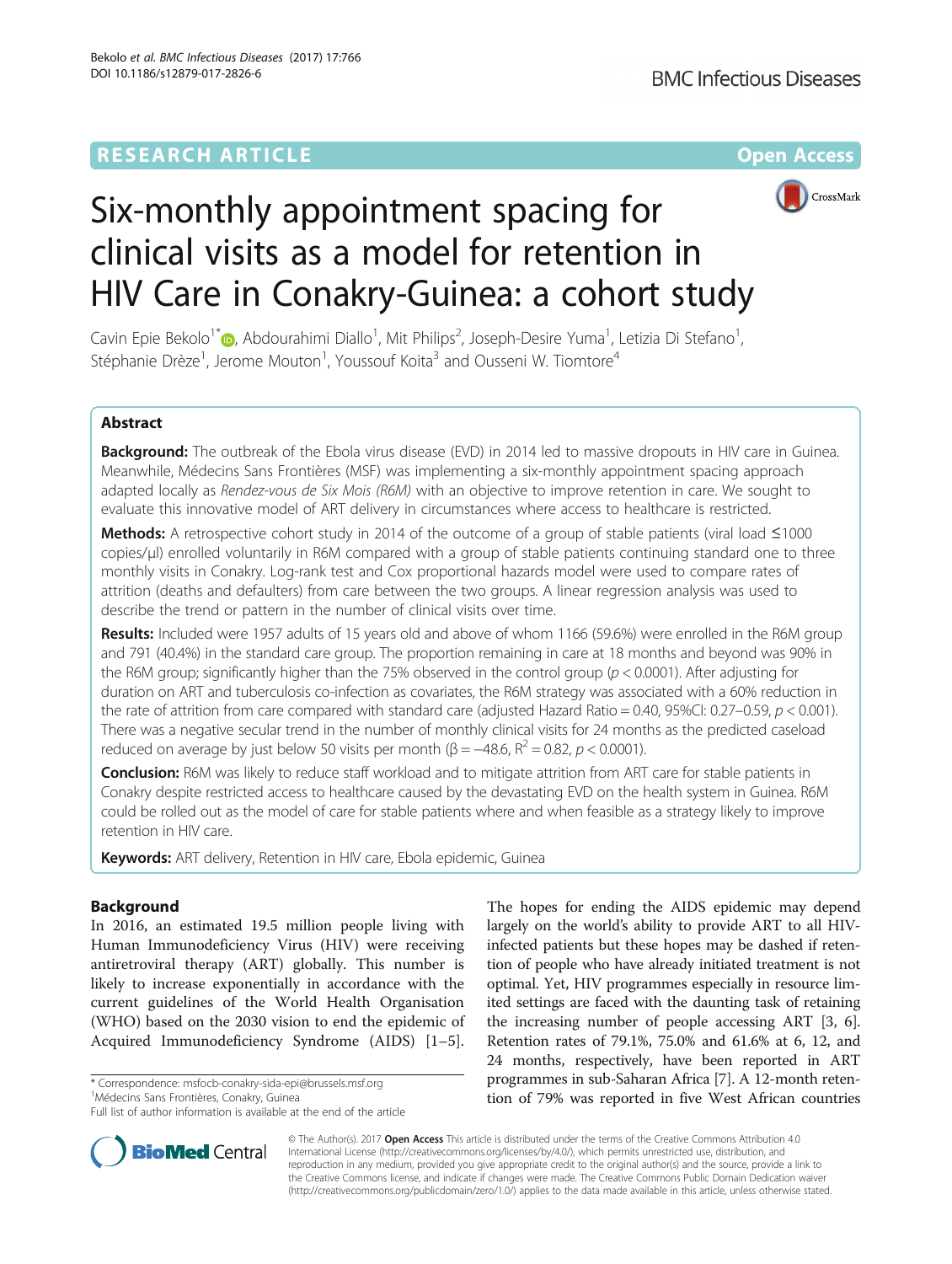RESEARCH ARTICLE

Open Access

# Six-monthly appointment spacing for clinical visits as a model for retention in HIV Care in Conakry-Guinea: a cohort study

Cavin Epie Bekolo[1*], Abdourahimi Diallo[1], Mit Philips[2], Joseph-Desire Yuma[1], Letizia Di Stefano[1], Stéphanie Drèze[1], Jerome Mouton[1], Youssouf Koita[3] and Ousseni W. Tiomtore[4]

## Abstract

**Background:** The outbreak of the Ebola virus disease (EVD) in 2014 led to massive dropouts in HIV care in Guinea. Meanwhile, Médecins Sans Frontières (MSF) was implementing a six-monthly appointment spacing approach adapted locally as *Rendez-vous de Six Mois (R6M)* with an objective to improve retention in care. We sought to evaluate this innovative model of ART delivery in circumstances where access to healthcare is restricted.

**Methods:** A retrospective cohort study in 2014 of the outcome of a group of stable patients (viral load ≤1000 copies/μl) enrolled voluntarily in R6M compared with a group of stable patients continuing standard one to three monthly visits in Conakry. Log-rank test and Cox proportional hazards model were used to compare rates of attrition (deaths and defaulters) from care between the two groups. A linear regression analysis was used to describe the trend or pattern in the number of clinical visits over time.

**Results:** Included were 1957 adults of 15 years old and above of whom 1166 (59.6%) were enrolled in the R6M group and 791 (40.4%) in the standard care group. The proportion remaining in care at 18 months and beyond was 90% in the R6M group; significantly higher than the 75% observed in the control group ($p < 0.0001$). After adjusting for duration on ART and tuberculosis co-infection as covariates, the R6M strategy was associated with a 60% reduction in the rate of attrition from care compared with standard care (adjusted Hazard Ratio = 0.40, 95%CI: 0.27–0.59, $p < 0.001$). There was a negative secular trend in the number of monthly clinical visits for 24 months as the predicted caseload reduced on average by just below 50 visits per month ($\beta = -48.6$, $R^2 = 0.82$, $p < 0.0001$).

**Conclusion:** R6M was likely to reduce staff workload and to mitigate attrition from ART care for stable patients in Conakry despite restricted access to healthcare caused by the devastating EVD on the health system in Guinea. R6M could be rolled out as the model of care for stable patients where and when feasible as a strategy likely to improve retention in HIV care.

**Keywords:** ART delivery, Retention in HIV care, Ebola epidemic, Guinea

## Background

In 2016, an estimated 19.5 million people living with Human Immunodeficiency Virus (HIV) were receiving antiretroviral therapy (ART) globally. This number is likely to increase exponentially in accordance with the current guidelines of the World Health Organisation (WHO) based on the 2030 vision to end the epidemic of Acquired Immunodeficiency Syndrome (AIDS) [1–5]. The hopes for ending the AIDS epidemic may depend largely on the world's ability to provide ART to all HIV-infected patients but these hopes may be dashed if retention of people who have already initiated treatment is not optimal. Yet, HIV programmes especially in resource limited settings are faced with the daunting task of retaining the increasing number of people accessing ART [3, 6]. Retention rates of 79.1%, 75.0% and 61.6% at 6, 12, and 24 months, respectively, have been reported in ART programmes in sub-Saharan Africa [7]. A 12-month retention of 79% was reported in five West African countries

\* Correspondence: msfocb-conakry-sida-epi@brussels.msf.org
[1]Médecins Sans Frontières, Conakry, Guinea
Full list of author information is available at the end of the article

© The Author(s). 2017 **Open Access** This article is distributed under the terms of the Creative Commons Attribution 4.0 International License (http://creativecommons.org/licenses/by/4.0/), which permits unrestricted use, distribution, and reproduction in any medium, provided you give appropriate credit to the original author(s) and the source, provide a link to the Creative Commons license, and indicate if changes were made. The Creative Commons Public Domain Dedication waiver (http://creativecommons.org/publicdomain/zero/1.0/) applies to the data made available in this article, unless otherwise stated.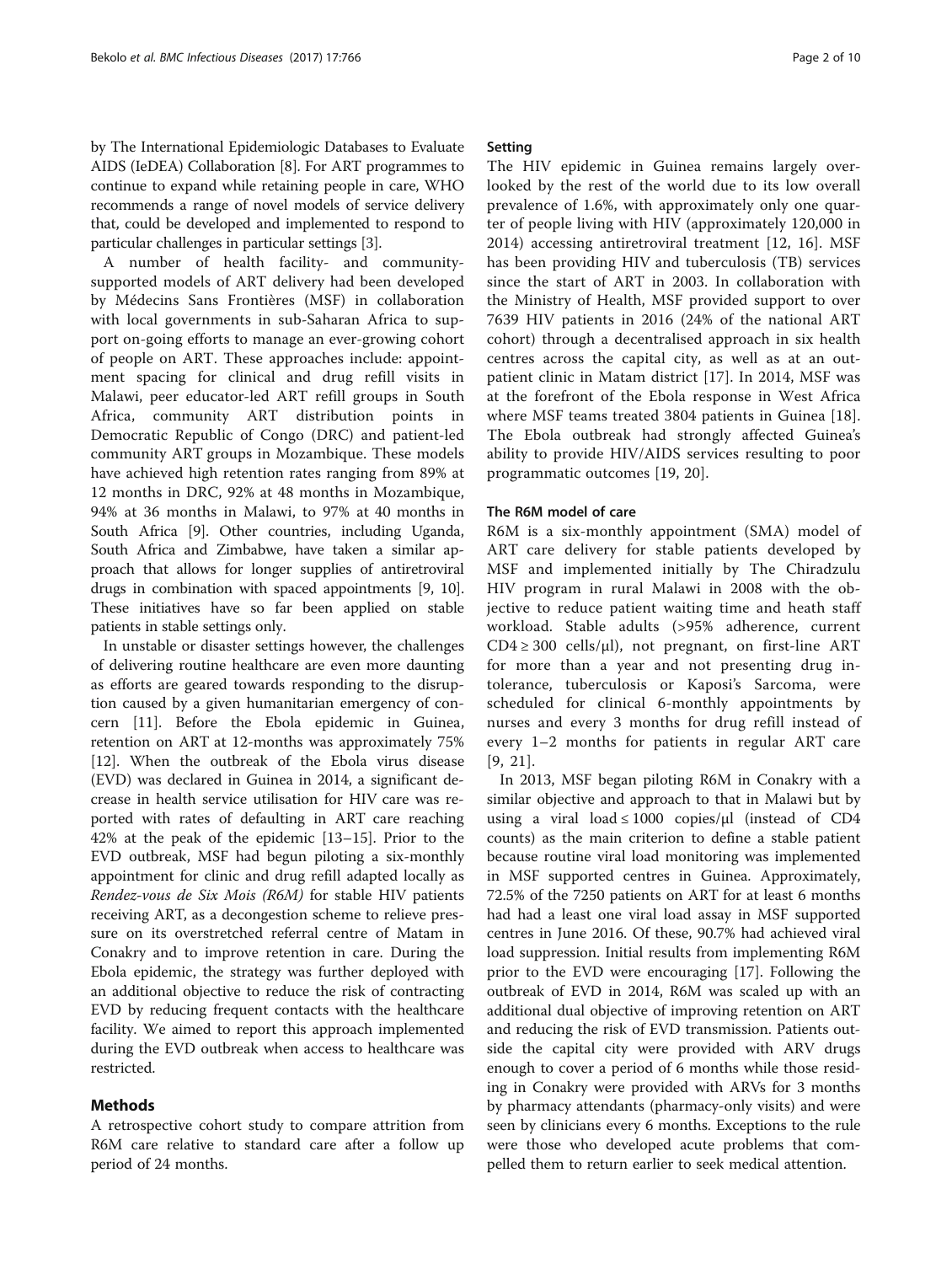by The International Epidemiologic Databases to Evaluate AIDS (IeDEA) Collaboration [8]. For ART programmes to continue to expand while retaining people in care, WHO recommends a range of novel models of service delivery that, could be developed and implemented to respond to particular challenges in particular settings [3].

A number of health facility- and community-supported models of ART delivery had been developed by Médecins Sans Frontières (MSF) in collaboration with local governments in sub-Saharan Africa to support on-going efforts to manage an ever-growing cohort of people on ART. These approaches include: appointment spacing for clinical and drug refill visits in Malawi, peer educator-led ART refill groups in South Africa, community ART distribution points in Democratic Republic of Congo (DRC) and patient-led community ART groups in Mozambique. These models have achieved high retention rates ranging from 89% at 12 months in DRC, 92% at 48 months in Mozambique, 94% at 36 months in Malawi, to 97% at 40 months in South Africa [9]. Other countries, including Uganda, South Africa and Zimbabwe, have taken a similar approach that allows for longer supplies of antiretroviral drugs in combination with spaced appointments [9, 10]. These initiatives have so far been applied on stable patients in stable settings only.

In unstable or disaster settings however, the challenges of delivering routine healthcare are even more daunting as efforts are geared towards responding to the disruption caused by a given humanitarian emergency of concern [11]. Before the Ebola epidemic in Guinea, retention on ART at 12-months was approximately 75% [12]. When the outbreak of the Ebola virus disease (EVD) was declared in Guinea in 2014, a significant decrease in health service utilisation for HIV care was reported with rates of defaulting in ART care reaching 42% at the peak of the epidemic [13–15]. Prior to the EVD outbreak, MSF had begun piloting a six-monthly appointment for clinic and drug refill adapted locally as *Rendez-vous de Six Mois (R6M)* for stable HIV patients receiving ART, as a decongestion scheme to relieve pressure on its overstretched referral centre of Matam in Conakry and to improve retention in care. During the Ebola epidemic, the strategy was further deployed with an additional objective to reduce the risk of contracting EVD by reducing frequent contacts with the healthcare facility. We aimed to report this approach implemented during the EVD outbreak when access to healthcare was restricted.

## Methods

A retrospective cohort study to compare attrition from R6M care relative to standard care after a follow up period of 24 months.

### Setting

The HIV epidemic in Guinea remains largely overlooked by the rest of the world due to its low overall prevalence of 1.6%, with approximately only one quarter of people living with HIV (approximately 120,000 in 2014) accessing antiretroviral treatment [12, 16]. MSF has been providing HIV and tuberculosis (TB) services since the start of ART in 2003. In collaboration with the Ministry of Health, MSF provided support to over 7639 HIV patients in 2016 (24% of the national ART cohort) through a decentralised approach in six health centres across the capital city, as well as at an outpatient clinic in Matam district [17]. In 2014, MSF was at the forefront of the Ebola response in West Africa where MSF teams treated 3804 patients in Guinea [18]. The Ebola outbreak had strongly affected Guinea's ability to provide HIV/AIDS services resulting to poor programmatic outcomes [19, 20].

### The R6M model of care

R6M is a six-monthly appointment (SMA) model of ART care delivery for stable patients developed by MSF and implemented initially by The Chiradzulu HIV program in rural Malawi in 2008 with the objective to reduce patient waiting time and heath staff workload. Stable adults (>95% adherence, current $CD4 \geq 300$ cells/μl), not pregnant, on first-line ART for more than a year and not presenting drug intolerance, tuberculosis or Kaposi's Sarcoma, were scheduled for clinical 6-monthly appointments by nurses and every 3 months for drug refill instead of every 1–2 months for patients in regular ART care [9, 21].

In 2013, MSF began piloting R6M in Conakry with a similar objective and approach to that in Malawi but by using a viral load $\leq 1000$ copies/μl (instead of CD4 counts) as the main criterion to define a stable patient because routine viral load monitoring was implemented in MSF supported centres in Guinea. Approximately, 72.5% of the 7250 patients on ART for at least 6 months had had a least one viral load assay in MSF supported centres in June 2016. Of these, 90.7% had achieved viral load suppression. Initial results from implementing R6M prior to the EVD were encouraging [17]. Following the outbreak of EVD in 2014, R6M was scaled up with an additional dual objective of improving retention on ART and reducing the risk of EVD transmission. Patients outside the capital city were provided with ARV drugs enough to cover a period of 6 months while those residing in Conakry were provided with ARVs for 3 months by pharmacy attendants (pharmacy-only visits) and were seen by clinicians every 6 months. Exceptions to the rule were those who developed acute problems that compelled them to return earlier to seek medical attention.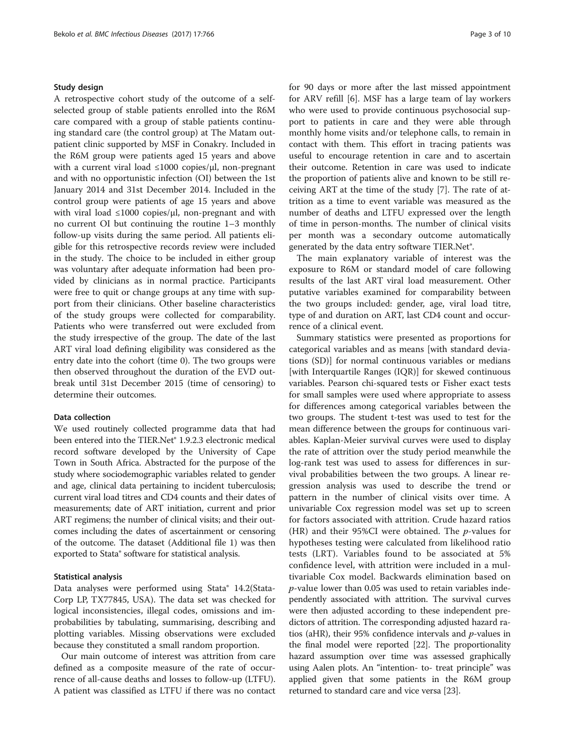### Study design

A retrospective cohort study of the outcome of a self-selected group of stable patients enrolled into the R6M care compared with a group of stable patients continuing standard care (the control group) at The Matam outpatient clinic supported by MSF in Conakry. Included in the R6M group were patients aged 15 years and above with a current viral load ≤1000 copies/μl, non-pregnant and with no opportunistic infection (OI) between the 1st January 2014 and 31st December 2014. Included in the control group were patients of age 15 years and above with viral load ≤1000 copies/μl, non-pregnant and with no current OI but continuing the routine 1–3 monthly follow-up visits during the same period. All patients eligible for this retrospective records review were included in the study. The choice to be included in either group was voluntary after adequate information had been provided by clinicians as in normal practice. Participants were free to quit or change groups at any time with support from their clinicians. Other baseline characteristics of the study groups were collected for comparability. Patients who were transferred out were excluded from the study irrespective of the group. The date of the last ART viral load defining eligibility was considered as the entry date into the cohort (time 0). The two groups were then observed throughout the duration of the EVD outbreak until 31st December 2015 (time of censoring) to determine their outcomes.

### Data collection

We used routinely collected programme data that had been entered into the TIER.Net® 1.9.2.3 electronic medical record software developed by the University of Cape Town in South Africa. Abstracted for the purpose of the study where sociodemographic variables related to gender and age, clinical data pertaining to incident tuberculosis; current viral load titres and CD4 counts and their dates of measurements; date of ART initiation, current and prior ART regimens; the number of clinical visits; and their outcomes including the dates of ascertainment or censoring of the outcome. The dataset (Additional file 1) was then exported to Stata® software for statistical analysis.

### Statistical analysis

Data analyses were performed using Stata® 14.2(StataCorp LP, TX77845, USA). The data set was checked for logical inconsistencies, illegal codes, omissions and improbabilities by tabulating, summarising, describing and plotting variables. Missing observations were excluded because they constituted a small random proportion.

Our main outcome of interest was attrition from care defined as a composite measure of the rate of occurrence of all-cause deaths and losses to follow-up (LTFU). A patient was classified as LTFU if there was no contact for 90 days or more after the last missed appointment for ARV refill [6]. MSF has a large team of lay workers who were used to provide continuous psychosocial support to patients in care and they were able through monthly home visits and/or telephone calls, to remain in contact with them. This effort in tracing patients was useful to encourage retention in care and to ascertain their outcome. Retention in care was used to indicate the proportion of patients alive and known to be still receiving ART at the time of the study [7]. The rate of attrition as a time to event variable was measured as the number of deaths and LTFU expressed over the length of time in person-months. The number of clinical visits per month was a secondary outcome automatically generated by the data entry software TIER.Net®.

The main explanatory variable of interest was the exposure to R6M or standard model of care following results of the last ART viral load measurement. Other putative variables examined for comparability between the two groups included: gender, age, viral load titre, type of and duration on ART, last CD4 count and occurrence of a clinical event.

Summary statistics were presented as proportions for categorical variables and as means [with standard deviations (SD)] for normal continuous variables or medians [with Interquartile Ranges (IQR)] for skewed continuous variables. Pearson chi-squared tests or Fisher exact tests for small samples were used where appropriate to assess for differences among categorical variables between the two groups. The student t-test was used to test for the mean difference between the groups for continuous variables. Kaplan-Meier survival curves were used to display the rate of attrition over the study period meanwhile the log-rank test was used to assess for differences in survival probabilities between the two groups. A linear regression analysis was used to describe the trend or pattern in the number of clinical visits over time. A univariable Cox regression model was set up to screen for factors associated with attrition. Crude hazard ratios (HR) and their 95%CI were obtained. The *p*-values for hypotheses testing were calculated from likelihood ratio tests (LRT). Variables found to be associated at 5% confidence level, with attrition were included in a multivariable Cox model. Backwards elimination based on *p*-value lower than 0.05 was used to retain variables independently associated with attrition. The survival curves were then adjusted according to these independent predictors of attrition. The corresponding adjusted hazard ratios (aHR), their 95% confidence intervals and *p*-values in the final model were reported [22]. The proportionality hazard assumption over time was assessed graphically using Aalen plots. An "intention- to- treat principle" was applied given that some patients in the R6M group returned to standard care and vice versa [23].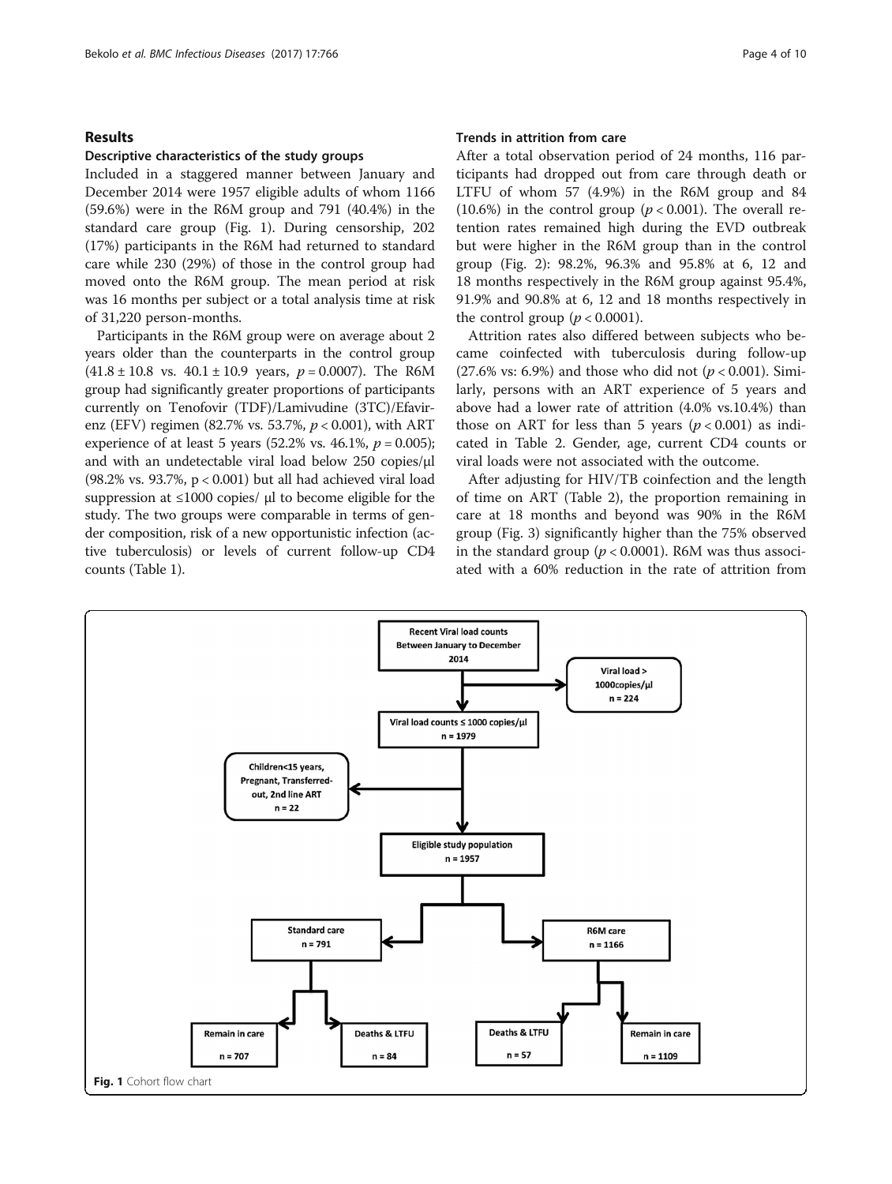## Results

### Descriptive characteristics of the study groups

Included in a staggered manner between January and December 2014 were 1957 eligible adults of whom 1166 (59.6%) were in the R6M group and 791 (40.4%) in the standard care group (Fig. 1). During censorship, 202 (17%) participants in the R6M had returned to standard care while 230 (29%) of those in the control group had moved onto the R6M group. The mean period at risk was 16 months per subject or a total analysis time at risk of 31,220 person-months.

Participants in the R6M group were on average about 2 years older than the counterparts in the control group ($41.8 \pm 10.8$ vs. $40.1 \pm 10.9$ years, $p = 0.0007$). The R6M group had significantly greater proportions of participants currently on Tenofovir (TDF)/Lamivudine (3TC)/Efavirenz (EFV) regimen (82.7% vs. 53.7%, $p < 0.001$), with ART experience of at least 5 years (52.2% vs. 46.1%, $p = 0.005$); and with an undetectable viral load below 250 copies/µl (98.2% vs. 93.7%, $p < 0.001$) but all had achieved viral load suppression at ≤1000 copies/ µl to become eligible for the study. The two groups were comparable in terms of gender composition, risk of a new opportunistic infection (active tuberculosis) or levels of current follow-up CD4 counts (Table 1).

### Trends in attrition from care

After a total observation period of 24 months, 116 participants had dropped out from care through death or LTFU of whom 57 (4.9%) in the R6M group and 84 (10.6%) in the control group ($p < 0.001$). The overall retention rates remained high during the EVD outbreak but were higher in the R6M group than in the control group (Fig. 2): 98.2%, 96.3% and 95.8% at 6, 12 and 18 months respectively in the R6M group against 95.4%, 91.9% and 90.8% at 6, 12 and 18 months respectively in the control group ($p < 0.0001$).

Attrition rates also differed between subjects who became coinfected with tuberculosis during follow-up (27.6% vs: 6.9%) and those who did not ($p < 0.001$). Similarly, persons with an ART experience of 5 years and above had a lower rate of attrition (4.0% vs.10.4%) than those on ART for less than 5 years ($p < 0.001$) as indicated in Table 2. Gender, age, current CD4 counts or viral loads were not associated with the outcome.

After adjusting for HIV/TB coinfection and the length of time on ART (Table 2), the proportion remaining in care at 18 months and beyond was 90% in the R6M group (Fig. 3) significantly higher than the 75% observed in the standard group ($p < 0.0001$). R6M was thus associated with a 60% reduction in the rate of attrition from

Recent Viral load counts Between January to December 2014

Viral load > 1000copies/µl n = 224

Viral load counts ≤ 1000 copies/µl n = 1979

Children<15 years, Pregnant, Transferred-out, 2nd line ART n = 22

Eligible study population n = 1957

Standard care n = 791

R6M care n = 1166

Remain in care n = 707

Deaths & LTFU n = 84

Deaths & LTFU n = 57

Remain in care n = 1109

**Fig. 1** Cohort flow chart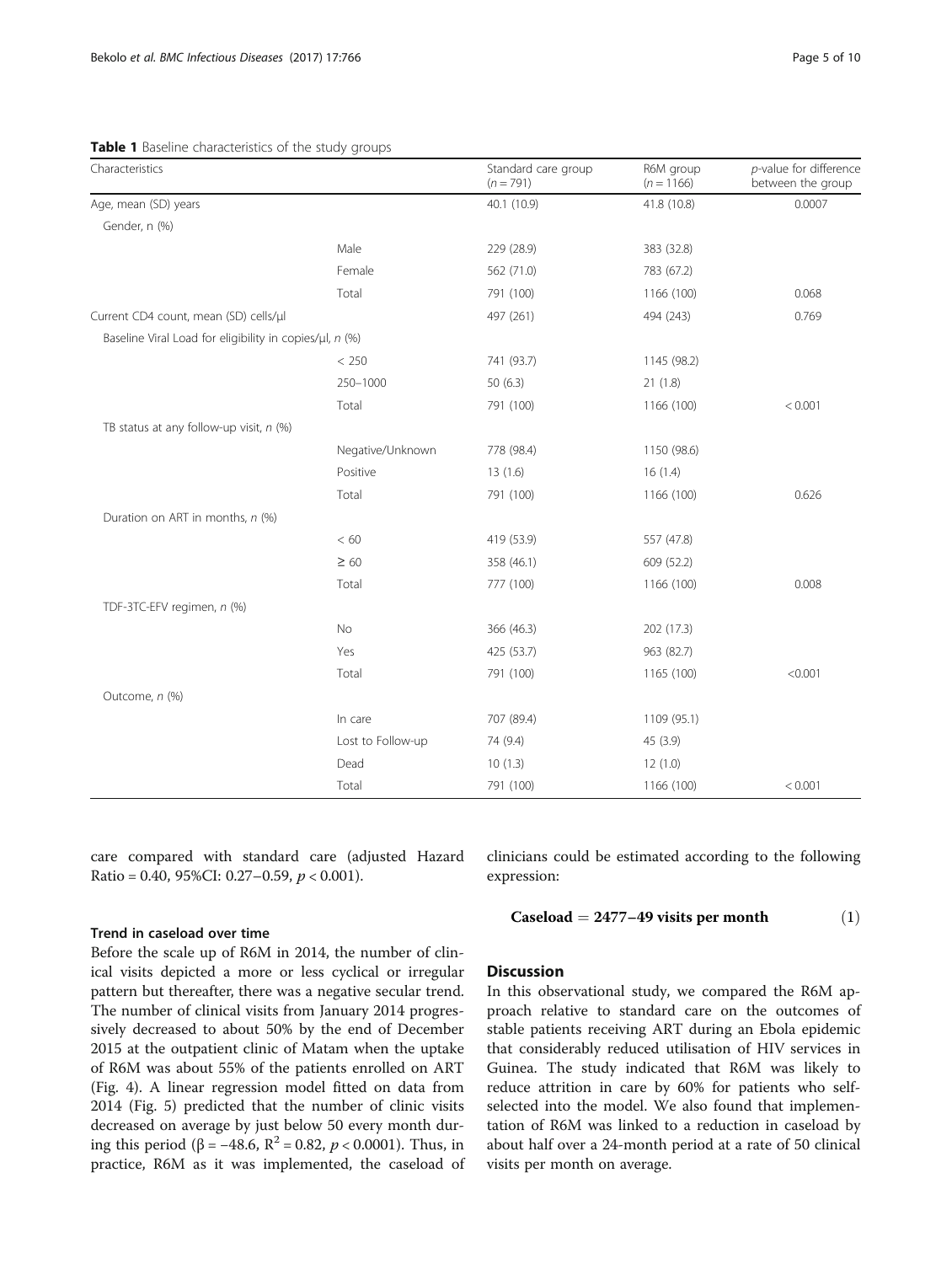**Table 1** Baseline characteristics of the study groups

| Characteristics | | Standard care group ($n = 791$) | R6M group ($n = 1166$) | $p$-value for difference between the group |
|---|---|---|---|---|
| Age, mean (SD) years | | 40.1 (10.9) | 41.8 (10.8) | 0.0007 |
| Gender, n (%) | | | | |
| | Male | 229 (28.9) | 383 (32.8) | |
| | Female | 562 (71.0) | 783 (67.2) | |
| | Total | 791 (100) | 1166 (100) | 0.068 |
| Current CD4 count, mean (SD) cells/µl | | 497 (261) | 494 (243) | 0.769 |
| Baseline Viral Load for eligibility in copies/µl, *n* (%) | | | | |
| | < 250 | 741 (93.7) | 1145 (98.2) | |
| | 250–1000 | 50 (6.3) | 21 (1.8) | |
| | Total | 791 (100) | 1166 (100) | < 0.001 |
| TB status at any follow-up visit, *n* (%) | | | | |
| | Negative/Unknown | 778 (98.4) | 1150 (98.6) | |
| | Positive | 13 (1.6) | 16 (1.4) | |
| | Total | 791 (100) | 1166 (100) | 0.626 |
| Duration on ART in months, *n* (%) | | | | |
| | < 60 | 419 (53.9) | 557 (47.8) | |
| | ≥ 60 | 358 (46.1) | 609 (52.2) | |
| | Total | 777 (100) | 1166 (100) | 0.008 |
| TDF-3TC-EFV regimen, *n* (%) | | | | |
| | No | 366 (46.3) | 202 (17.3) | |
| | Yes | 425 (53.7) | 963 (82.7) | |
| | Total | 791 (100) | 1165 (100) | <0.001 |
| Outcome, *n* (%) | | | | |
| | In care | 707 (89.4) | 1109 (95.1) | |
| | Lost to Follow-up | 74 (9.4) | 45 (3.9) | |
| | Dead | 10 (1.3) | 12 (1.0) | |
| | Total | 791 (100) | 1166 (100) | < 0.001 |

care compared with standard care (adjusted Hazard Ratio = 0.40, 95%CI: 0.27–0.59, $p < 0.001$).

### Trend in caseload over time

Before the scale up of R6M in 2014, the number of clinical visits depicted a more or less cyclical or irregular pattern but thereafter, there was a negative secular trend. The number of clinical visits from January 2014 progressively decreased to about 50% by the end of December 2015 at the outpatient clinic of Matam when the uptake of R6M was about 55% of the patients enrolled on ART (Fig. 4). A linear regression model fitted on data from 2014 (Fig. 5) predicted that the number of clinic visits decreased on average by just below 50 every month during this period ($\beta = -48.6$, $R^2 = 0.82$, $p < 0.0001$). Thus, in practice, R6M as it was implemented, the caseload of clinicians could be estimated according to the following expression:

$$\textbf{Caseload} = \textbf{2477–49 visits per month} \qquad (1)$$

## Discussion

In this observational study, we compared the R6M approach relative to standard care on the outcomes of stable patients receiving ART during an Ebola epidemic that considerably reduced utilisation of HIV services in Guinea. The study indicated that R6M was likely to reduce attrition in care by 60% for patients who self-selected into the model. We also found that implementation of R6M was linked to a reduction in caseload by about half over a 24-month period at a rate of 50 clinical visits per month on average.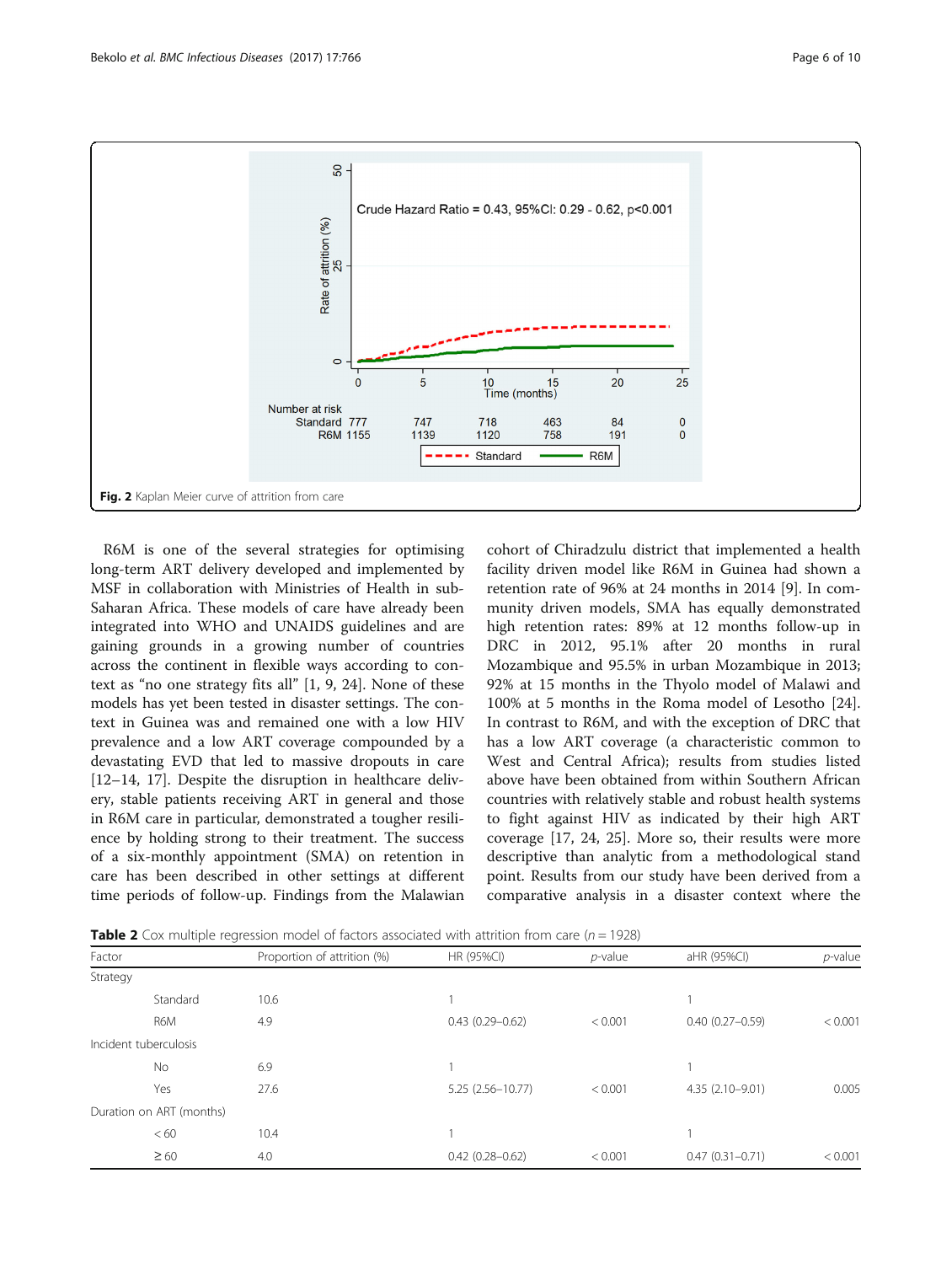Crude Hazard Ratio = 0.43, 95%CI: 0.29 - 0.62, p<0.001

Rate of attrition (%)

50

25

0

0 5 10 15 20 25

Time (months)

Number at risk

Standard 777 747 718 463 84 0

R6M 1155 1139 1120 758 191 0

Standard R6M

**Fig. 2** Kaplan Meier curve of attrition from care

R6M is one of the several strategies for optimising long-term ART delivery developed and implemented by MSF in collaboration with Ministries of Health in sub-Saharan Africa. These models of care have already been integrated into WHO and UNAIDS guidelines and are gaining grounds in a growing number of countries across the continent in flexible ways according to context as "no one strategy fits all" [1, 9, 24]. None of these models has yet been tested in disaster settings. The context in Guinea was and remained one with a low HIV prevalence and a low ART coverage compounded by a devastating EVD that led to massive dropouts in care [12–14, 17]. Despite the disruption in healthcare delivery, stable patients receiving ART in general and those in R6M care in particular, demonstrated a tougher resilience by holding strong to their treatment. The success of a six-monthly appointment (SMA) on retention in care has been described in other settings at different time periods of follow-up. Findings from the Malawian cohort of Chiradzulu district that implemented a health facility driven model like R6M in Guinea had shown a retention rate of 96% at 24 months in 2014 [9]. In community driven models, SMA has equally demonstrated high retention rates: 89% at 12 months follow-up in DRC in 2012, 95.1% after 20 months in rural Mozambique and 95.5% in urban Mozambique in 2013; 92% at 15 months in the Thyolo model of Malawi and 100% at 5 months in the Roma model of Lesotho [24]. In contrast to R6M, and with the exception of DRC that has a low ART coverage (a characteristic common to West and Central Africa); results from studies listed above have been obtained from within Southern African countries with relatively stable and robust health systems to fight against HIV as indicated by their high ART coverage [17, 24, 25]. More so, their results were more descriptive than analytic from a methodological stand point. Results from our study have been derived from a comparative analysis in a disaster context where the

**Table 2** Cox multiple regression model of factors associated with attrition from care ($n = 1928$)

| Factor | | Proportion of attrition (%) | HR (95%CI) | *p*-value | aHR (95%CI) | *p*-value |
|---|---|---|---|---|---|---|
| Strategy | | | | | | |
| | Standard | 10.6 | 1 | | 1 | |
| | R6M | 4.9 | 0.43 (0.29–0.62) | < 0.001 | 0.40 (0.27–0.59) | < 0.001 |
| Incident tuberculosis | | | | | | |
| | No | 6.9 | 1 | | 1 | |
| | Yes | 27.6 | 5.25 (2.56–10.77) | < 0.001 | 4.35 (2.10–9.01) | 0.005 |
| Duration on ART (months) | | | | | | |
| | < 60 | 10.4 | 1 | | 1 | |
| | ≥ 60 | 4.0 | 0.42 (0.28–0.62) | < 0.001 | 0.47 (0.31–0.71) | < 0.001 |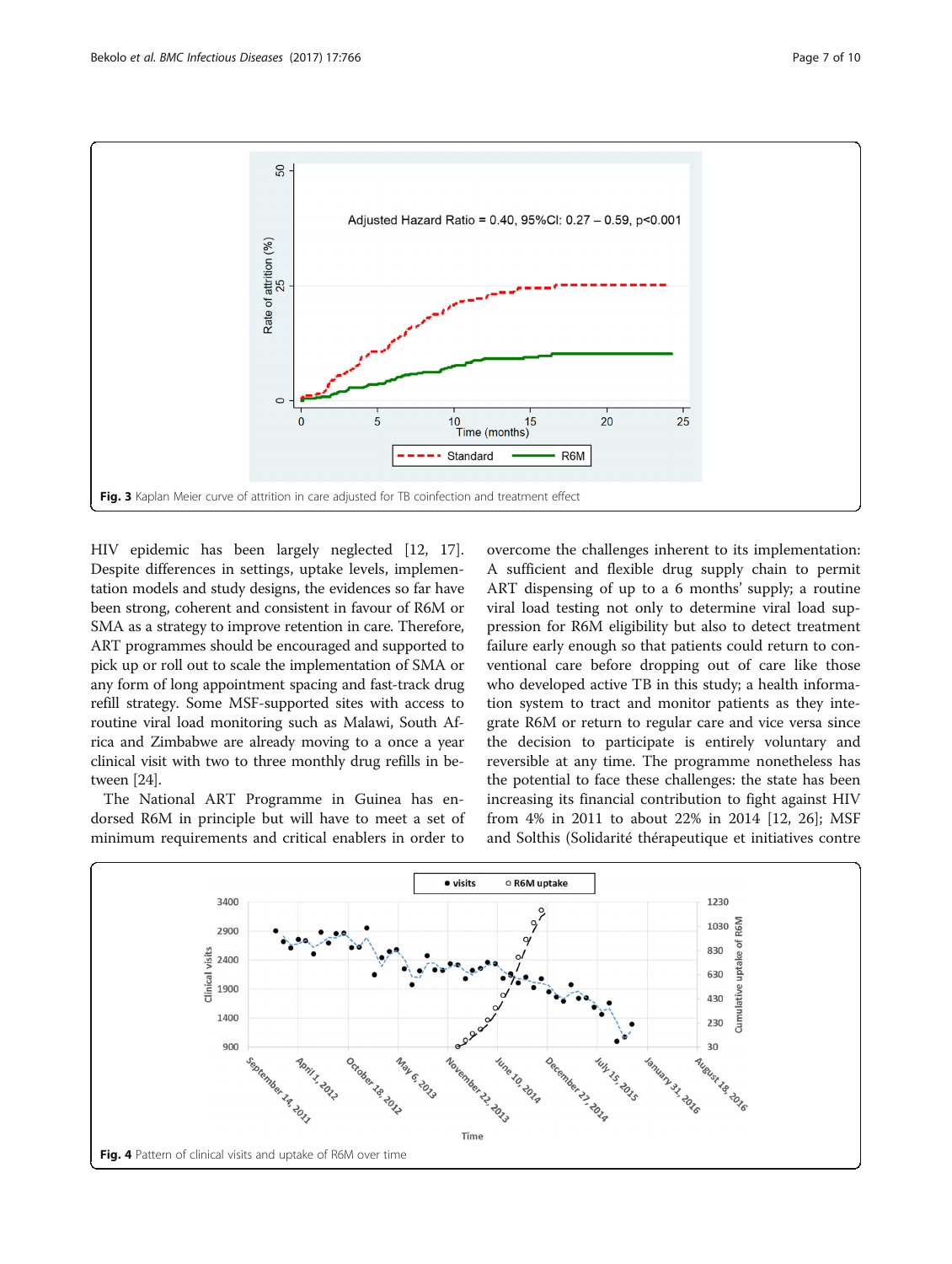Adjusted Hazard Ratio = 0.40, 95%CI: 0.27 – 0.59, p<0.001

Rate of attrition (%)

0
25
50

0
5
10
15
20
25

Time (months)

Standard
R6M

**Fig. 3** Kaplan Meier curve of attrition in care adjusted for TB coinfection and treatment effect

HIV epidemic has been largely neglected [12, 17]. Despite differences in settings, uptake levels, implementation models and study designs, the evidences so far have been strong, coherent and consistent in favour of R6M or SMA as a strategy to improve retention in care. Therefore, ART programmes should be encouraged and supported to pick up or roll out to scale the implementation of SMA or any form of long appointment spacing and fast-track drug refill strategy. Some MSF-supported sites with access to routine viral load monitoring such as Malawi, South Africa and Zimbabwe are already moving to a once a year clinical visit with two to three monthly drug refills in between [24].

The National ART Programme in Guinea has endorsed R6M in principle but will have to meet a set of minimum requirements and critical enablers in order to overcome the challenges inherent to its implementation: A sufficient and flexible drug supply chain to permit ART dispensing of up to a 6 months' supply; a routine viral load testing not only to determine viral load suppression for R6M eligibility but also to detect treatment failure early enough so that patients could return to conventional care before dropping out of care like those who developed active TB in this study; a health information system to tract and monitor patients as they integrate R6M or return to regular care and vice versa since the decision to participate is entirely voluntary and reversible at any time. The programme nonetheless has the potential to face these challenges: the state has been increasing its financial contribution to fight against HIV from 4% in 2011 to about 22% in 2014 [12, 26]; MSF and Solthis (Solidarité thérapeutique et initiatives contre

visits
R6M uptake

Clinical visits

3400
2900
2400
1900
1400
900

Cumulative uptake of R6M

1230
1030
830
630
430
230
30

September 14, 2011
April 1, 2012
October 18, 2012
May 6, 2013
November 22, 2013
June 10, 2014
December 27, 2014
July 15, 2015
January 31, 2016
August 18, 2016

Time

**Fig. 4** Pattern of clinical visits and uptake of R6M over time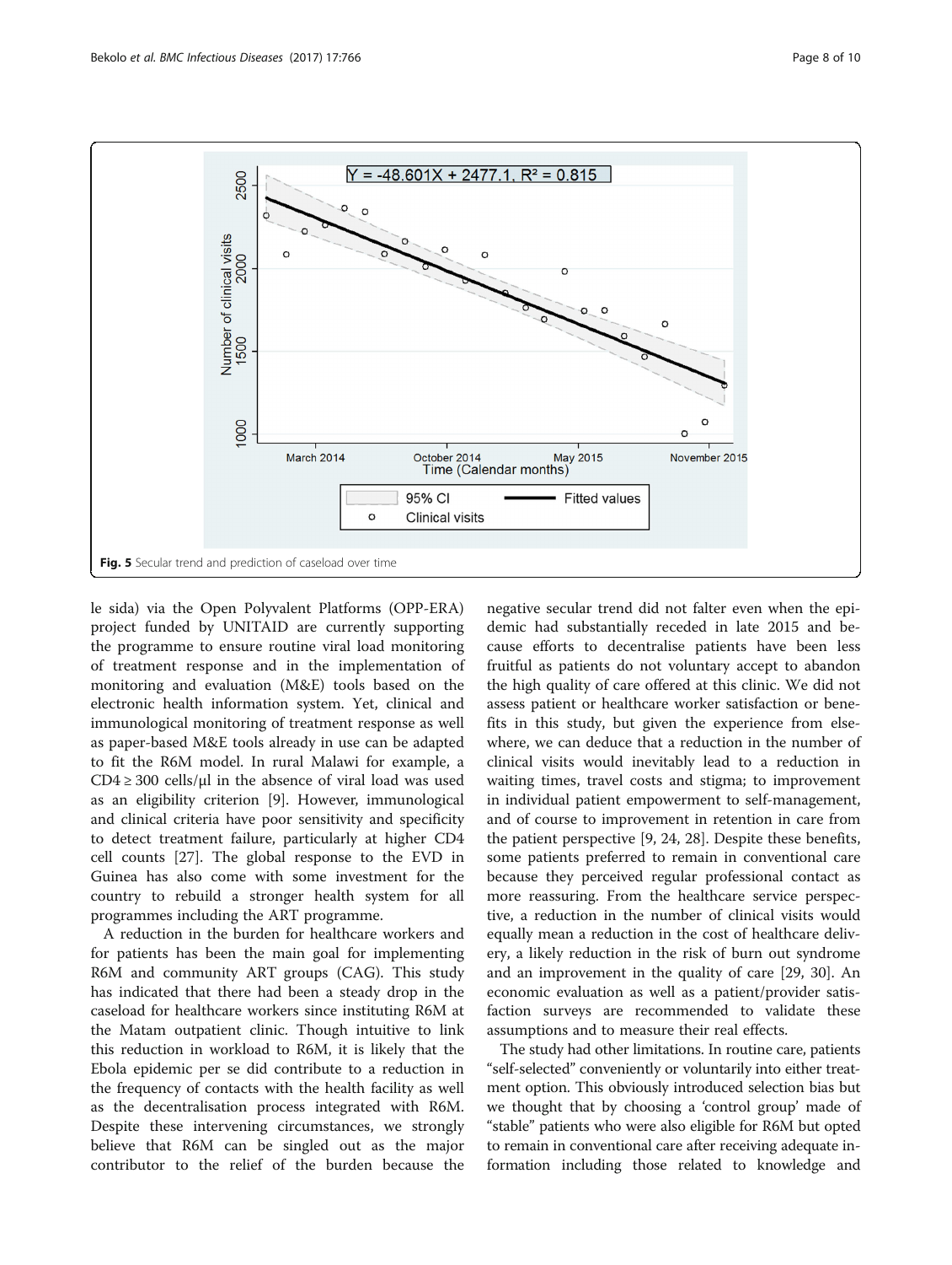Y = -48.601X + 2477.1, $R^2$ = 0.815

Number of clinical visits

2500

2000

1500

1000

March 2014

October 2014

May 2015

November 2015

Time (Calendar months)

95% CI

Fitted values

Clinical visits

**Fig. 5** Secular trend and prediction of caseload over time

le sida) via the Open Polyvalent Platforms (OPP-ERA) project funded by UNITAID are currently supporting the programme to ensure routine viral load monitoring of treatment response and in the implementation of monitoring and evaluation (M&E) tools based on the electronic health information system. Yet, clinical and immunological monitoring of treatment response as well as paper-based M&E tools already in use can be adapted to fit the R6M model. In rural Malawi for example, a CD4 ≥ 300 cells/μl in the absence of viral load was used as an eligibility criterion [9]. However, immunological and clinical criteria have poor sensitivity and specificity to detect treatment failure, particularly at higher CD4 cell counts [27]. The global response to the EVD in Guinea has also come with some investment for the country to rebuild a stronger health system for all programmes including the ART programme.

A reduction in the burden for healthcare workers and for patients has been the main goal for implementing R6M and community ART groups (CAG). This study has indicated that there had been a steady drop in the caseload for healthcare workers since instituting R6M at the Matam outpatient clinic. Though intuitive to link this reduction in workload to R6M, it is likely that the Ebola epidemic per se did contribute to a reduction in the frequency of contacts with the health facility as well as the decentralisation process integrated with R6M. Despite these intervening circumstances, we strongly believe that R6M can be singled out as the major contributor to the relief of the burden because the negative secular trend did not falter even when the epidemic had substantially receded in late 2015 and because efforts to decentralise patients have been less fruitful as patients do not voluntary accept to abandon the high quality of care offered at this clinic. We did not assess patient or healthcare worker satisfaction or benefits in this study, but given the experience from elsewhere, we can deduce that a reduction in the number of clinical visits would inevitably lead to a reduction in waiting times, travel costs and stigma; to improvement in individual patient empowerment to self-management, and of course to improvement in retention in care from the patient perspective [9, 24, 28]. Despite these benefits, some patients preferred to remain in conventional care because they perceived regular professional contact as more reassuring. From the healthcare service perspective, a reduction in the number of clinical visits would equally mean a reduction in the cost of healthcare delivery, a likely reduction in the risk of burn out syndrome and an improvement in the quality of care [29, 30]. An economic evaluation as well as a patient/provider satisfaction surveys are recommended to validate these assumptions and to measure their real effects.

The study had other limitations. In routine care, patients "self-selected" conveniently or voluntarily into either treatment option. This obviously introduced selection bias but we thought that by choosing a 'control group' made of "stable" patients who were also eligible for R6M but opted to remain in conventional care after receiving adequate information including those related to knowledge and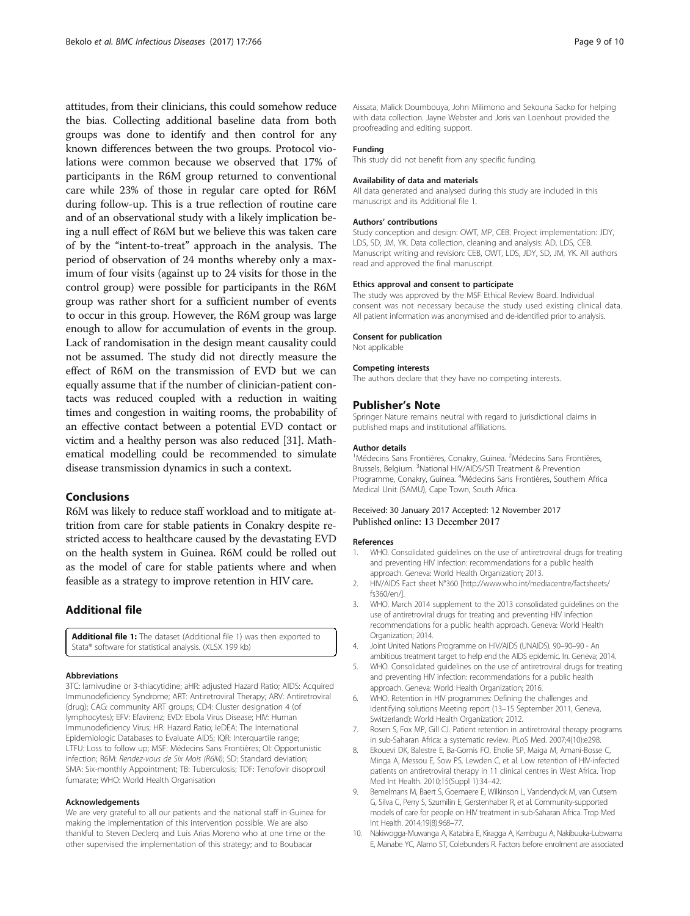attitudes, from their clinicians, this could somehow reduce the bias. Collecting additional baseline data from both groups was done to identify and then control for any known differences between the two groups. Protocol violations were common because we observed that 17% of participants in the R6M group returned to conventional care while 23% of those in regular care opted for R6M during follow-up. This is a true reflection of routine care and of an observational study with a likely implication being a null effect of R6M but we believe this was taken care of by the "intent-to-treat" approach in the analysis. The period of observation of 24 months whereby only a maximum of four visits (against up to 24 visits for those in the control group) were possible for participants in the R6M group was rather short for a sufficient number of events to occur in this group. However, the R6M group was large enough to allow for accumulation of events in the group. Lack of randomisation in the design meant causality could not be assumed. The study did not directly measure the effect of R6M on the transmission of EVD but we can equally assume that if the number of clinician-patient contacts was reduced coupled with a reduction in waiting times and congestion in waiting rooms, the probability of an effective contact between a potential EVD contact or victim and a healthy person was also reduced [31]. Mathematical modelling could be recommended to simulate disease transmission dynamics in such a context.

## Conclusions

R6M was likely to reduce staff workload and to mitigate attrition from care for stable patients in Conakry despite restricted access to healthcare caused by the devastating EVD on the health system in Guinea. R6M could be rolled out as the model of care for stable patients where and when feasible as a strategy to improve retention in HIV care.

## Additional file

**Additional file 1:** The dataset (Additional file 1) was then exported to Stata® software for statistical analysis. (XLSX 199 kb)

#### Abbreviations

3TC: lamivudine or 3-thiacytidine; aHR: adjusted Hazard Ratio; AIDS: Acquired Immunodeficiency Syndrome; ART: Antiretroviral Therapy; ARV: Antiretroviral (drug); CAG: community ART groups; CD4: Cluster designation 4 (of lymphocytes); EFV: Efavirenz; EVD: Ebola Virus Disease; HIV: Human Immunodeficiency Virus; HR: Hazard Ratio; IeDEA: The International Epidemiologic Databases to Evaluate AIDS; IQR: Interquartile range; LTFU: Loss to follow up; MSF: Médecins Sans Frontières; OI: Opportunistic infection; R6M: *Rendez-vous de Six Mois (R6M)*; SD: Standard deviation; SMA: Six-monthly Appointment; TB: Tuberculosis; TDF: Tenofovir disoproxil fumarate; WHO: World Health Organisation

#### Acknowledgements

We are very grateful to all our patients and the national staff in Guinea for making the implementation of this intervention possible. We are also thankful to Steven Declerq and Luis Arias Moreno who at one time or the other supervised the implementation of this strategy; and to Boubacar Aissata, Malick Doumbouya, John Milimono and Sekouna Sacko for helping with data collection. Jayne Webster and Joris van Loenhout provided the proofreading and editing support.

#### Funding

This study did not benefit from any specific funding.

#### Availability of data and materials

All data generated and analysed during this study are included in this manuscript and its Additional file 1.

#### Authors' contributions

Study conception and design: OWT, MP, CEB. Project implementation: JDY, LDS, SD, JM, YK. Data collection, cleaning and analysis: AD, LDS, CEB. Manuscript writing and revision: CEB, OWT, LDS, JDY, SD, JM, YK. All authors read and approved the final manuscript.

#### Ethics approval and consent to participate

The study was approved by the MSF Ethical Review Board. Individual consent was not necessary because the study used existing clinical data. All patient information was anonymised and de-identified prior to analysis.

#### Consent for publication

Not applicable

#### Competing interests

The authors declare that they have no competing interests.

## Publisher's Note

Springer Nature remains neutral with regard to jurisdictional claims in published maps and institutional affiliations.

#### Author details

[1]Médecins Sans Frontières, Conakry, Guinea. [2]Médecins Sans Frontières, Brussels, Belgium. [3]National HIV/AIDS/STI Treatment & Prevention Programme, Conakry, Guinea. [4]Médecins Sans Frontières, Southern Africa Medical Unit (SAMU), Cape Town, South Africa.

Received: 30 January 2017 Accepted: 12 November 2017
Published online: 13 December 2017

#### References

1. WHO. Consolidated guidelines on the use of antiretroviral drugs for treating and preventing HIV infection: recommendations for a public health approach. Geneva: World Health Organization; 2013.
2. HIV/AIDS Fact sheet N°360 [http://www.who.int/mediacentre/factsheets/fs360/en/].
3. WHO. March 2014 supplement to the 2013 consolidated guidelines on the use of antiretroviral drugs for treating and preventing HIV infection recommendations for a public health approach. Geneva: World Health Organization; 2014.
4. Joint United Nations Programme on HIV/AIDS (UNAIDS). 90–90–90 - An ambitious treatment target to help end the AIDS epidemic. In. Geneva; 2014.
5. WHO. Consolidated guidelines on the use of antiretroviral drugs for treating and preventing HIV infection: recommendations for a public health approach. Geneva: World Health Organization; 2016.
6. WHO. Retention in HIV programmes: Defining the challenges and identifying solutions Meeting report (13–15 September 2011, Geneva, Switzerland): World Health Organization; 2012.
7. Rosen S, Fox MP, Gill CJ. Patient retention in antiretroviral therapy programs in sub-Saharan Africa: a systematic review. PLoS Med. 2007;4(10):e298.
8. Ekouevi DK, Balestre E, Ba-Gomis FO, Eholie SP, Maiga M, Amani-Bosse C, Minga A, Messou E, Sow PS, Lewden C, et al. Low retention of HIV-infected patients on antiretroviral therapy in 11 clinical centres in West Africa. Trop Med Int Health. 2010;15(Suppl 1):34–42.
9. Bemelmans M, Baert S, Goemaere E, Wilkinson L, Vandendyck M, van Cutsem G, Silva C, Perry S, Szumilin E, Gerstenhaber R, et al. Community-supported models of care for people on HIV treatment in sub-Saharan Africa. Trop Med Int Health. 2014;19(8):968–77.
10. Nakiwogga-Muwanga A, Katabira E, Kiragga A, Kambugu A, Nakibuuka-Lubwama E, Manabe YC, Alamo ST, Colebunders R. Factors before enrolment are associated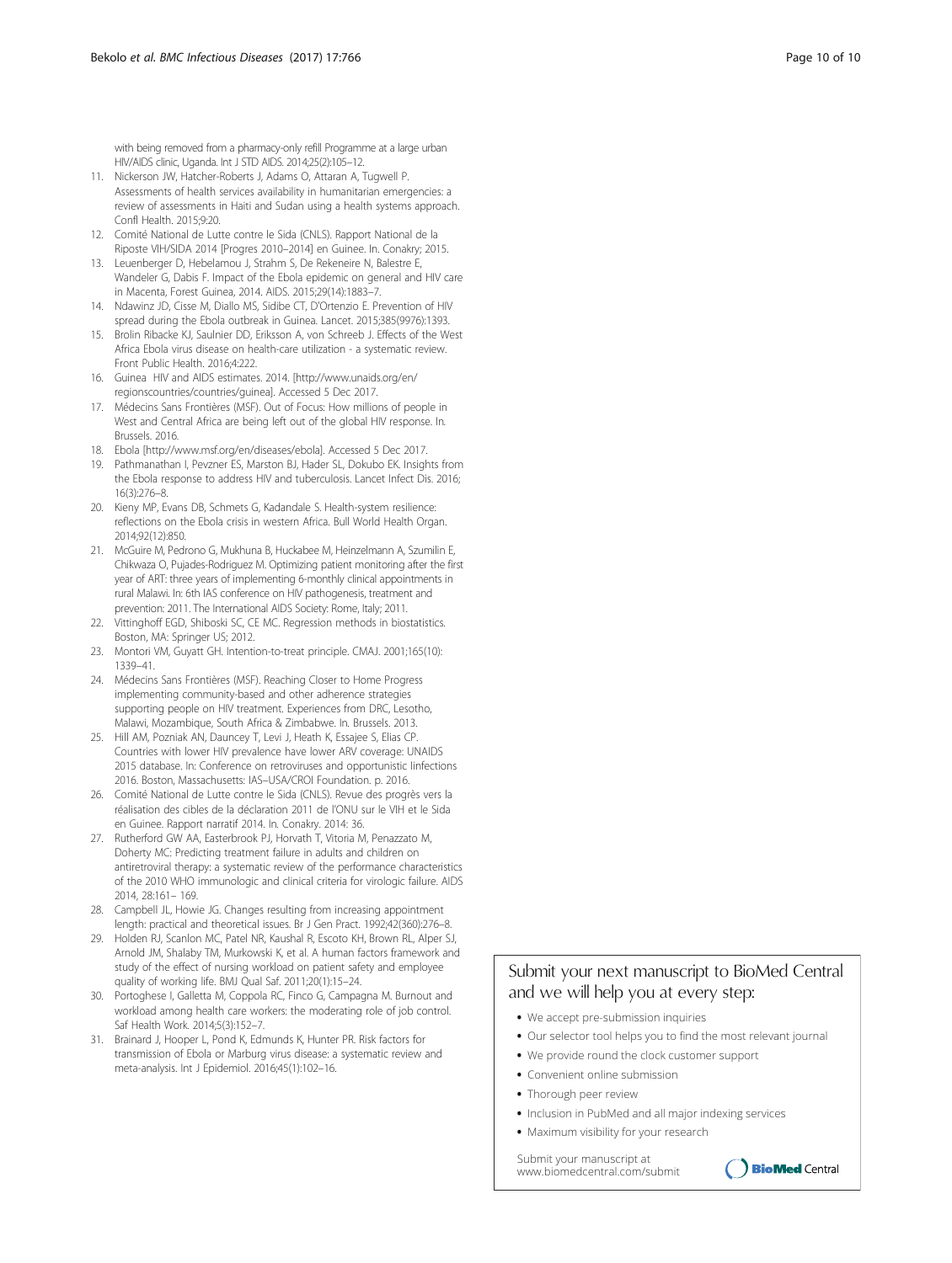with being removed from a pharmacy-only refill Programme at a large urban HIV/AIDS clinic, Uganda. Int J STD AIDS. 2014;25(2):105–12.

11. Nickerson JW, Hatcher-Roberts J, Adams O, Attaran A, Tugwell P. Assessments of health services availability in humanitarian emergencies: a review of assessments in Haiti and Sudan using a health systems approach. Confl Health. 2015;9:20.
12. Comité National de Lutte contre le Sida (CNLS). Rapport National de la Riposte VIH/SIDA 2014 [Progres 2010–2014] en Guinee. In. Conakry; 2015.
13. Leuenberger D, Hebelamou J, Strahm S, De Rekeneire N, Balestre E, Wandeler G, Dabis F. Impact of the Ebola epidemic on general and HIV care in Macenta, Forest Guinea, 2014. AIDS. 2015;29(14):1883–7.
14. Ndawinz JD, Cisse M, Diallo MS, Sidibe CT, D'Ortenzio E. Prevention of HIV spread during the Ebola outbreak in Guinea. Lancet. 2015;385(9976):1393.
15. Brolin Ribacke KJ, Saulnier DD, Eriksson A, von Schreeb J. Effects of the West Africa Ebola virus disease on health-care utilization - a systematic review. Front Public Health. 2016;4:222.
16. Guinea HIV and AIDS estimates. 2014. [http://www.unaids.org/en/regionscountries/countries/guinea]. Accessed 5 Dec 2017.
17. Médecins Sans Frontières (MSF). Out of Focus: How millions of people in West and Central Africa are being left out of the global HIV response. In. Brussels. 2016.
18. Ebola [http://www.msf.org/en/diseases/ebola]. Accessed 5 Dec 2017.
19. Pathmanathan I, Pevzner ES, Marston BJ, Hader SL, Dokubo EK. Insights from the Ebola response to address HIV and tuberculosis. Lancet Infect Dis. 2016; 16(3):276–8.
20. Kieny MP, Evans DB, Schmets G, Kadandale S. Health-system resilience: reflections on the Ebola crisis in western Africa. Bull World Health Organ. 2014;92(12):850.
21. McGuire M, Pedrono G, Mukhuna B, Huckabee M, Heinzelmann A, Szumilin E, Chikwaza O, Pujades-Rodriguez M. Optimizing patient monitoring after the first year of ART: three years of implementing 6-monthly clinical appointments in rural Malawi. In: 6th IAS conference on HIV pathogenesis, treatment and prevention: 2011. The International AIDS Society: Rome, Italy; 2011.
22. Vittinghoff EGD, Shiboski SC, CE MC. Regression methods in biostatistics. Boston, MA: Springer US; 2012.
23. Montori VM, Guyatt GH. Intention-to-treat principle. CMAJ. 2001;165(10): 1339–41.
24. Médecins Sans Frontières (MSF). Reaching Closer to Home Progress implementing community-based and other adherence strategies supporting people on HIV treatment. Experiences from DRC, Lesotho, Malawi, Mozambique, South Africa & Zimbabwe. In. Brussels. 2013.
25. Hill AM, Pozniak AN, Dauncey T, Levi J, Heath K, Essajee S, Elias CP. Countries with lower HIV prevalence have lower ARV coverage: UNAIDS 2015 database. In: Conference on retroviruses and opportunistic Iinfections 2016. Boston, Massachusetts: IAS–USA/CROI Foundation. p. 2016.
26. Comité National de Lutte contre le Sida (CNLS). Revue des progrès vers la réalisation des cibles de la déclaration 2011 de l'ONU sur le VIH et le Sida en Guinee. Rapport narratif 2014. In. Conakry. 2014: 36.
27. Rutherford GW AA, Easterbrook PJ, Horvath T, Vitoria M, Penazzato M, Doherty MC: Predicting treatment failure in adults and children on antiretroviral therapy: a systematic review of the performance characteristics of the 2010 WHO immunologic and clinical criteria for virologic failure. AIDS 2014, 28:161– 169.
28. Campbell JL, Howie JG. Changes resulting from increasing appointment length: practical and theoretical issues. Br J Gen Pract. 1992;42(360):276–8.
29. Holden RJ, Scanlon MC, Patel NR, Kaushal R, Escoto KH, Brown RL, Alper SJ, Arnold JM, Shalaby TM, Murkowski K, et al. A human factors framework and study of the effect of nursing workload on patient safety and employee quality of working life. BMJ Qual Saf. 2011;20(1):15–24.
30. Portoghese I, Galletta M, Coppola RC, Finco G, Campagna M. Burnout and workload among health care workers: the moderating role of job control. Saf Health Work. 2014;5(3):152–7.
31. Brainard J, Hooper L, Pond K, Edmunds K, Hunter PR. Risk factors for transmission of Ebola or Marburg virus disease: a systematic review and meta-analysis. Int J Epidemiol. 2016;45(1):102–16.

Submit your next manuscript to BioMed Central and we will help you at every step:

- We accept pre-submission inquiries
- Our selector tool helps you to find the most relevant journal
- We provide round the clock customer support
- Convenient online submission
- Thorough peer review
- Inclusion in PubMed and all major indexing services
- Maximum visibility for your research

Submit your manuscript at www.biomedcentral.com/submit

BioMed Central